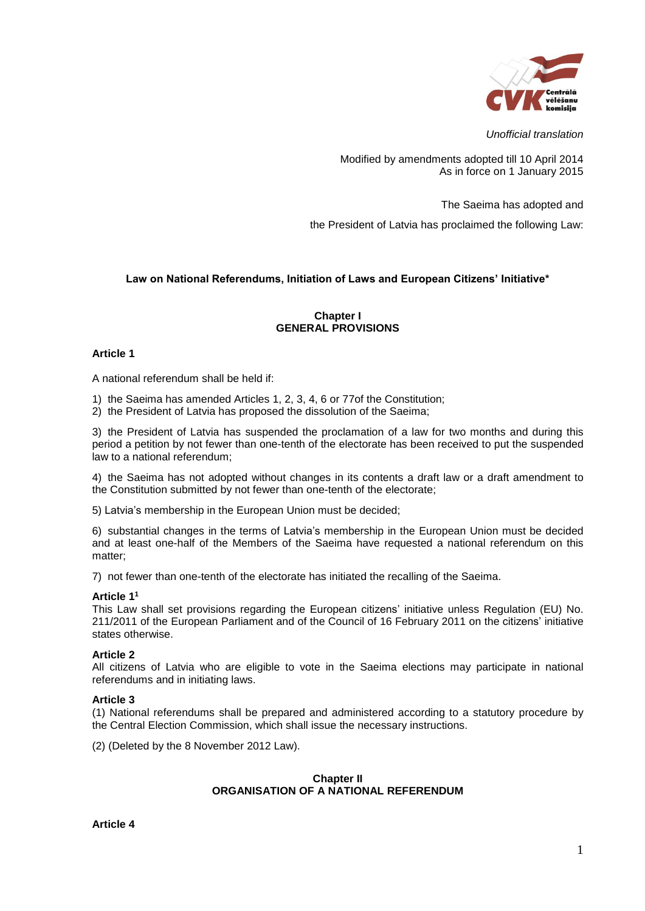*Unofficial translation*

Modified by amendments adopted till 10 April 2014
As in force on 1 January 2015

The Saeima has adopted and

the President of Latvia has proclaimed the following Law:

# Law on National Referendums, Initiation of Laws and European Citizens' Initiative*

## Chapter I
## GENERAL PROVISIONS

### Article 1

A national referendum shall be held if:

1) the Saeima has amended Articles 1, 2, 3, 4, 6 or 77of the Constitution;
2) the President of Latvia has proposed the dissolution of the Saeima;

3) the President of Latvia has suspended the proclamation of a law for two months and during this period a petition by not fewer than one-tenth of the electorate has been received to put the suspended law to a national referendum;

4) the Saeima has not adopted without changes in its contents a draft law or a draft amendment to the Constitution submitted by not fewer than one-tenth of the electorate;

5) Latvia's membership in the European Union must be decided;

6) substantial changes in the terms of Latvia's membership in the European Union must be decided and at least one-half of the Members of the Saeima have requested a national referendum on this matter;

7) not fewer than one-tenth of the electorate has initiated the recalling of the Saeima.

### Article 1[1]

This Law shall set provisions regarding the European citizens' initiative unless Regulation (EU) No. 211/2011 of the European Parliament and of the Council of 16 February 2011 on the citizens' initiative states otherwise.

### Article 2

All citizens of Latvia who are eligible to vote in the Saeima elections may participate in national referendums and in initiating laws.

### Article 3

(1) National referendums shall be prepared and administered according to a statutory procedure by the Central Election Commission, which shall issue the necessary instructions.

(2) (Deleted by the 8 November 2012 Law).

## Chapter II
## ORGANISATION OF A NATIONAL REFERENDUM

### Article 4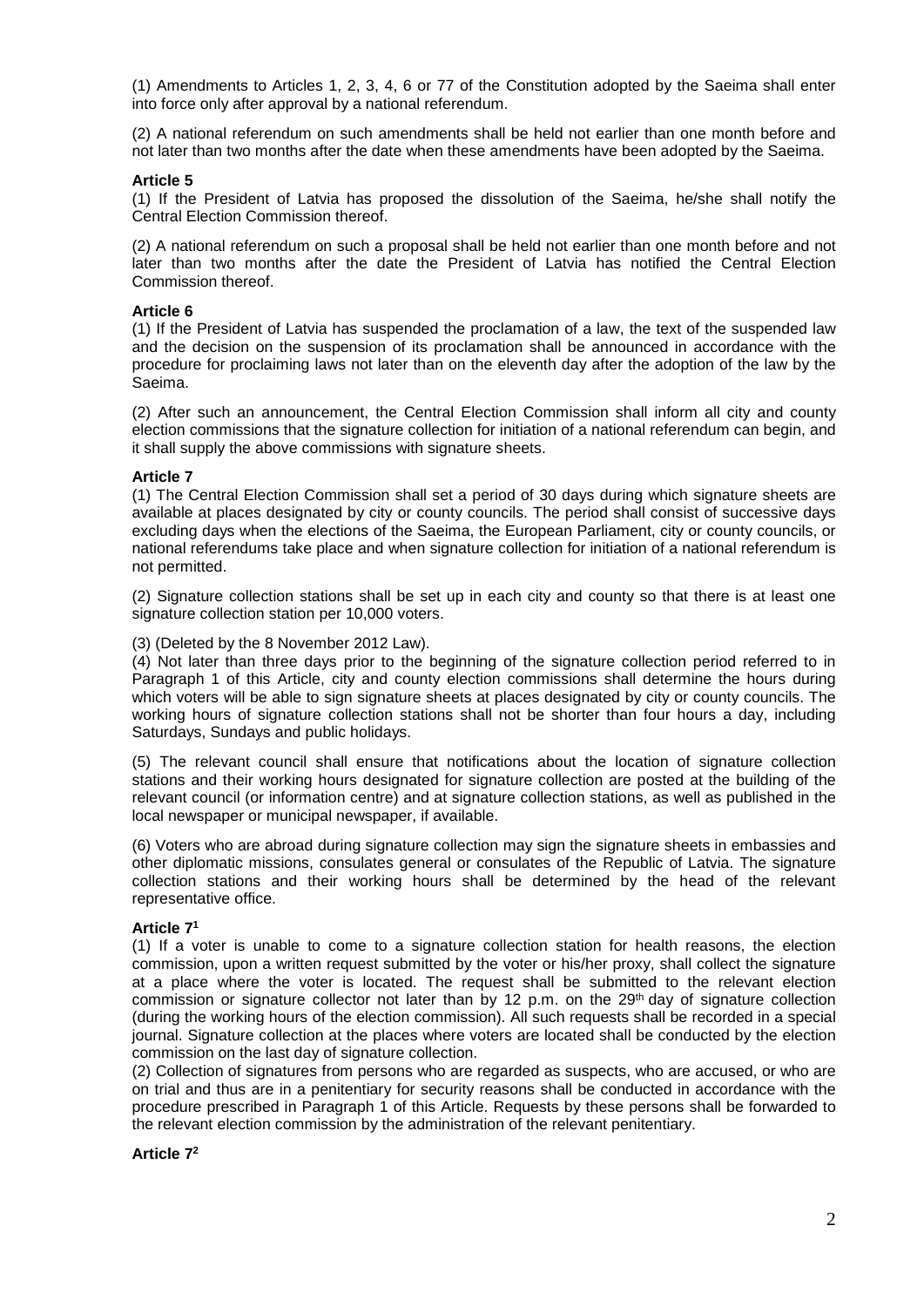(1) Amendments to Articles 1, 2, 3, 4, 6 or 77 of the Constitution adopted by the Saeima shall enter into force only after approval by a national referendum.

(2) A national referendum on such amendments shall be held not earlier than one month before and not later than two months after the date when these amendments have been adopted by the Saeima.

**Article 5**

(1) If the President of Latvia has proposed the dissolution of the Saeima, he/she shall notify the Central Election Commission thereof.

(2) A national referendum on such a proposal shall be held not earlier than one month before and not later than two months after the date the President of Latvia has notified the Central Election Commission thereof.

**Article 6**

(1) If the President of Latvia has suspended the proclamation of a law, the text of the suspended law and the decision on the suspension of its proclamation shall be announced in accordance with the procedure for proclaiming laws not later than on the eleventh day after the adoption of the law by the Saeima.

(2) After such an announcement, the Central Election Commission shall inform all city and county election commissions that the signature collection for initiation of a national referendum can begin, and it shall supply the above commissions with signature sheets.

**Article 7**

(1) The Central Election Commission shall set a period of 30 days during which signature sheets are available at places designated by city or county councils. The period shall consist of successive days excluding days when the elections of the Saeima, the European Parliament, city or county councils, or national referendums take place and when signature collection for initiation of a national referendum is not permitted.

(2) Signature collection stations shall be set up in each city and county so that there is at least one signature collection station per 10,000 voters.

(3) (Deleted by the 8 November 2012 Law).

(4) Not later than three days prior to the beginning of the signature collection period referred to in Paragraph 1 of this Article, city and county election commissions shall determine the hours during which voters will be able to sign signature sheets at places designated by city or county councils. The working hours of signature collection stations shall not be shorter than four hours a day, including Saturdays, Sundays and public holidays.

(5) The relevant council shall ensure that notifications about the location of signature collection stations and their working hours designated for signature collection are posted at the building of the relevant council (or information centre) and at signature collection stations, as well as published in the local newspaper or municipal newspaper, if available.

(6) Voters who are abroad during signature collection may sign the signature sheets in embassies and other diplomatic missions, consulates general or consulates of the Republic of Latvia. The signature collection stations and their working hours shall be determined by the head of the relevant representative office.

**Article 7[1]**

(1) If a voter is unable to come to a signature collection station for health reasons, the election commission, upon a written request submitted by the voter or his/her proxy, shall collect the signature at a place where the voter is located. The request shall be submitted to the relevant election commission or signature collector not later than by 12 p.m. on the 29th day of signature collection (during the working hours of the election commission). All such requests shall be recorded in a special journal. Signature collection at the places where voters are located shall be conducted by the election commission on the last day of signature collection.

(2) Collection of signatures from persons who are regarded as suspects, who are accused, or who are on trial and thus are in a penitentiary for security reasons shall be conducted in accordance with the procedure prescribed in Paragraph 1 of this Article. Requests by these persons shall be forwarded to the relevant election commission by the administration of the relevant penitentiary.

**Article 7[2]**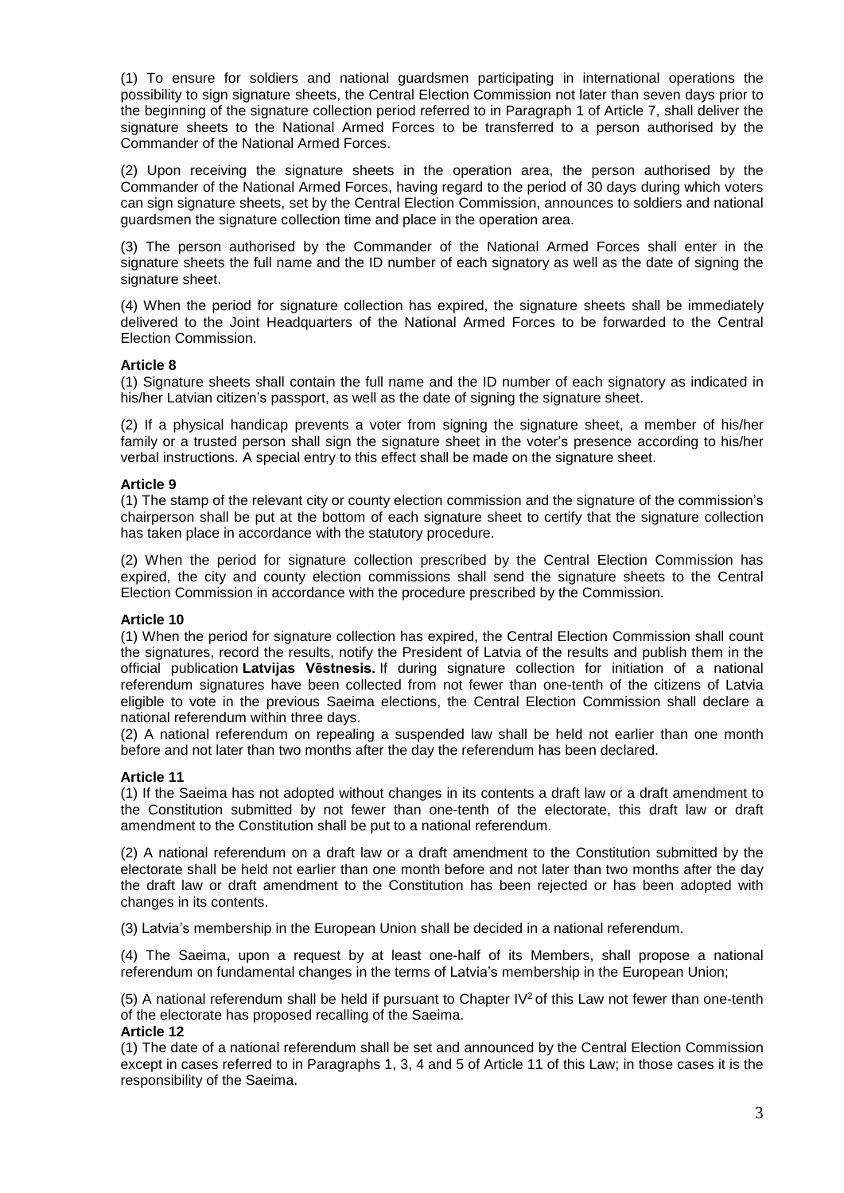(1) To ensure for soldiers and national guardsmen participating in international operations the possibility to sign signature sheets, the Central Election Commission not later than seven days prior to the beginning of the signature collection period referred to in Paragraph 1 of Article 7, shall deliver the signature sheets to the National Armed Forces to be transferred to a person authorised by the Commander of the National Armed Forces.

(2) Upon receiving the signature sheets in the operation area, the person authorised by the Commander of the National Armed Forces, having regard to the period of 30 days during which voters can sign signature sheets, set by the Central Election Commission, announces to soldiers and national guardsmen the signature collection time and place in the operation area.

(3) The person authorised by the Commander of the National Armed Forces shall enter in the signature sheets the full name and the ID number of each signatory as well as the date of signing the signature sheet.

(4) When the period for signature collection has expired, the signature sheets shall be immediately delivered to the Joint Headquarters of the National Armed Forces to be forwarded to the Central Election Commission.

**Article 8**

(1) Signature sheets shall contain the full name and the ID number of each signatory as indicated in his/her Latvian citizen's passport, as well as the date of signing the signature sheet.

(2) If a physical handicap prevents a voter from signing the signature sheet, a member of his/her family or a trusted person shall sign the signature sheet in the voter's presence according to his/her verbal instructions. A special entry to this effect shall be made on the signature sheet.

**Article 9**

(1) The stamp of the relevant city or county election commission and the signature of the commission's chairperson shall be put at the bottom of each signature sheet to certify that the signature collection has taken place in accordance with the statutory procedure.

(2) When the period for signature collection prescribed by the Central Election Commission has expired, the city and county election commissions shall send the signature sheets to the Central Election Commission in accordance with the procedure prescribed by the Commission.

**Article 10**

(1) When the period for signature collection has expired, the Central Election Commission shall count the signatures, record the results, notify the President of Latvia of the results and publish them in the official publication **Latvijas Vēstnesis.** If during signature collection for initiation of a national referendum signatures have been collected from not fewer than one-tenth of the citizens of Latvia eligible to vote in the previous Saeima elections, the Central Election Commission shall declare a national referendum within three days.

(2) A national referendum on repealing a suspended law shall be held not earlier than one month before and not later than two months after the day the referendum has been declared.

**Article 11**

(1) If the Saeima has not adopted without changes in its contents a draft law or a draft amendment to the Constitution submitted by not fewer than one-tenth of the electorate, this draft law or draft amendment to the Constitution shall be put to a national referendum.

(2) A national referendum on a draft law or a draft amendment to the Constitution submitted by the electorate shall be held not earlier than one month before and not later than two months after the day the draft law or draft amendment to the Constitution has been rejected or has been adopted with changes in its contents.

(3) Latvia's membership in the European Union shall be decided in a national referendum.

(4) The Saeima, upon a request by at least one-half of its Members, shall propose a national referendum on fundamental changes in the terms of Latvia's membership in the European Union;

(5) A national referendum shall be held if pursuant to Chapter IV[2] of this Law not fewer than one-tenth of the electorate has proposed recalling of the Saeima.

**Article 12**

(1) The date of a national referendum shall be set and announced by the Central Election Commission except in cases referred to in Paragraphs 1, 3, 4 and 5 of Article 11 of this Law; in those cases it is the responsibility of the Saeima.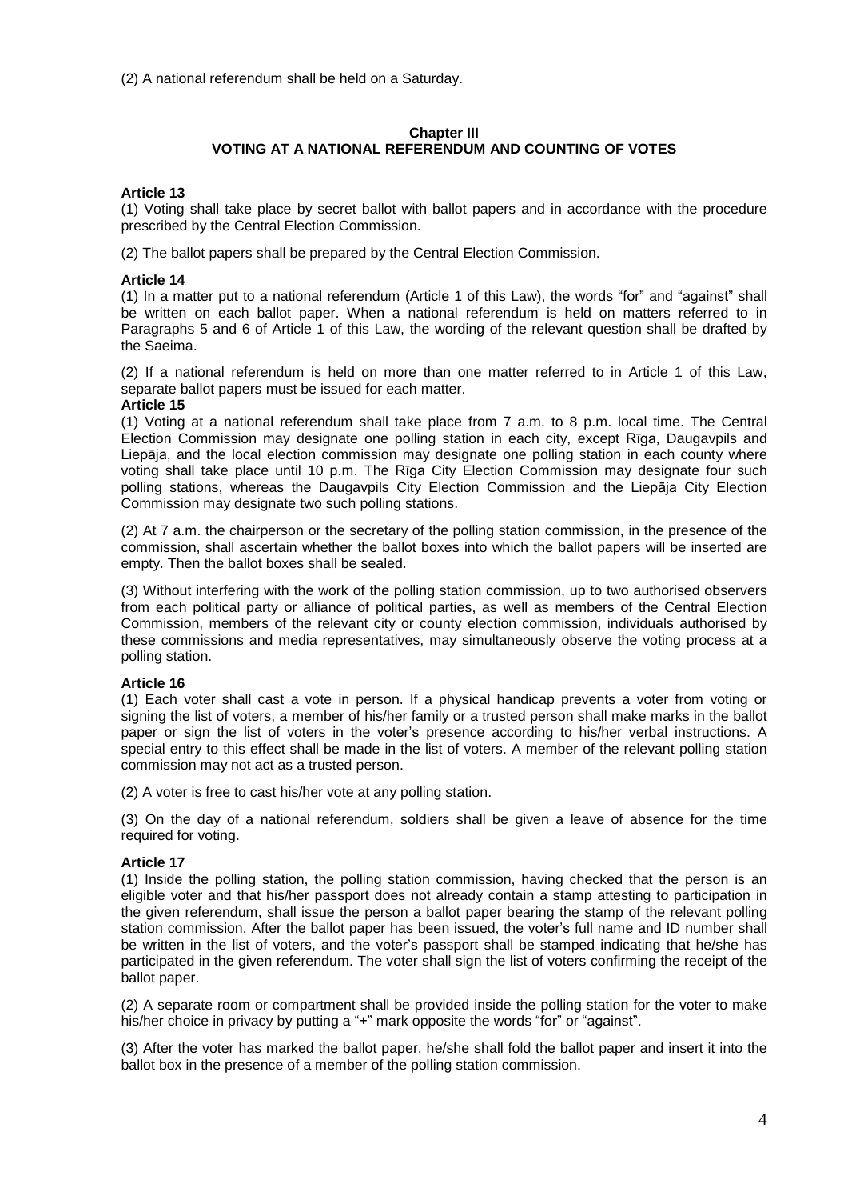(2) A national referendum shall be held on a Saturday.

## Chapter III
## VOTING AT A NATIONAL REFERENDUM AND COUNTING OF VOTES

### Article 13

(1) Voting shall take place by secret ballot with ballot papers and in accordance with the procedure prescribed by the Central Election Commission.

(2) The ballot papers shall be prepared by the Central Election Commission.

### Article 14

(1) In a matter put to a national referendum (Article 1 of this Law), the words "for" and "against" shall be written on each ballot paper. When a national referendum is held on matters referred to in Paragraphs 5 and 6 of Article 1 of this Law, the wording of the relevant question shall be drafted by the Saeima.

(2) If a national referendum is held on more than one matter referred to in Article 1 of this Law, separate ballot papers must be issued for each matter.

### Article 15

(1) Voting at a national referendum shall take place from 7 a.m. to 8 p.m. local time. The Central Election Commission may designate one polling station in each city, except Rīga, Daugavpils and Liepāja, and the local election commission may designate one polling station in each county where voting shall take place until 10 p.m. The Rīga City Election Commission may designate four such polling stations, whereas the Daugavpils City Election Commission and the Liepāja City Election Commission may designate two such polling stations.

(2) At 7 a.m. the chairperson or the secretary of the polling station commission, in the presence of the commission, shall ascertain whether the ballot boxes into which the ballot papers will be inserted are empty. Then the ballot boxes shall be sealed.

(3) Without interfering with the work of the polling station commission, up to two authorised observers from each political party or alliance of political parties, as well as members of the Central Election Commission, members of the relevant city or county election commission, individuals authorised by these commissions and media representatives, may simultaneously observe the voting process at a polling station.

### Article 16

(1) Each voter shall cast a vote in person. If a physical handicap prevents a voter from voting or signing the list of voters, a member of his/her family or a trusted person shall make marks in the ballot paper or sign the list of voters in the voter's presence according to his/her verbal instructions. A special entry to this effect shall be made in the list of voters. A member of the relevant polling station commission may not act as a trusted person.

(2) A voter is free to cast his/her vote at any polling station.

(3) On the day of a national referendum, soldiers shall be given a leave of absence for the time required for voting.

### Article 17

(1) Inside the polling station, the polling station commission, having checked that the person is an eligible voter and that his/her passport does not already contain a stamp attesting to participation in the given referendum, shall issue the person a ballot paper bearing the stamp of the relevant polling station commission. After the ballot paper has been issued, the voter's full name and ID number shall be written in the list of voters, and the voter's passport shall be stamped indicating that he/she has participated in the given referendum. The voter shall sign the list of voters confirming the receipt of the ballot paper.

(2) A separate room or compartment shall be provided inside the polling station for the voter to make his/her choice in privacy by putting a "+" mark opposite the words "for" or "against".

(3) After the voter has marked the ballot paper, he/she shall fold the ballot paper and insert it into the ballot box in the presence of a member of the polling station commission.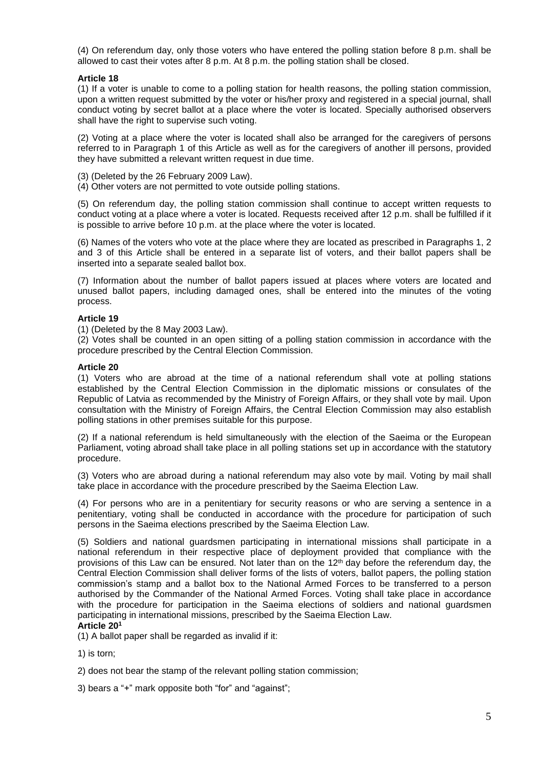(4) On referendum day, only those voters who have entered the polling station before 8 p.m. shall be allowed to cast their votes after 8 p.m. At 8 p.m. the polling station shall be closed.

**Article 18**

(1) If a voter is unable to come to a polling station for health reasons, the polling station commission, upon a written request submitted by the voter or his/her proxy and registered in a special journal, shall conduct voting by secret ballot at a place where the voter is located. Specially authorised observers shall have the right to supervise such voting.

(2) Voting at a place where the voter is located shall also be arranged for the caregivers of persons referred to in Paragraph 1 of this Article as well as for the caregivers of another ill persons, provided they have submitted a relevant written request in due time.

(3) (Deleted by the 26 February 2009 Law).

(4) Other voters are not permitted to vote outside polling stations.

(5) On referendum day, the polling station commission shall continue to accept written requests to conduct voting at a place where a voter is located. Requests received after 12 p.m. shall be fulfilled if it is possible to arrive before 10 p.m. at the place where the voter is located.

(6) Names of the voters who vote at the place where they are located as prescribed in Paragraphs 1, 2 and 3 of this Article shall be entered in a separate list of voters, and their ballot papers shall be inserted into a separate sealed ballot box.

(7) Information about the number of ballot papers issued at places where voters are located and unused ballot papers, including damaged ones, shall be entered into the minutes of the voting process.

**Article 19**

(1) (Deleted by the 8 May 2003 Law).

(2) Votes shall be counted in an open sitting of a polling station commission in accordance with the procedure prescribed by the Central Election Commission.

**Article 20**

(1) Voters who are abroad at the time of a national referendum shall vote at polling stations established by the Central Election Commission in the diplomatic missions or consulates of the Republic of Latvia as recommended by the Ministry of Foreign Affairs, or they shall vote by mail. Upon consultation with the Ministry of Foreign Affairs, the Central Election Commission may also establish polling stations in other premises suitable for this purpose.

(2) If a national referendum is held simultaneously with the election of the Saeima or the European Parliament, voting abroad shall take place in all polling stations set up in accordance with the statutory procedure.

(3) Voters who are abroad during a national referendum may also vote by mail. Voting by mail shall take place in accordance with the procedure prescribed by the Saeima Election Law.

(4) For persons who are in a penitentiary for security reasons or who are serving a sentence in a penitentiary, voting shall be conducted in accordance with the procedure for participation of such persons in the Saeima elections prescribed by the Saeima Election Law.

(5) Soldiers and national guardsmen participating in international missions shall participate in a national referendum in their respective place of deployment provided that compliance with the provisions of this Law can be ensured. Not later than on the 12th day before the referendum day, the Central Election Commission shall deliver forms of the lists of voters, ballot papers, the polling station commission's stamp and a ballot box to the National Armed Forces to be transferred to a person authorised by the Commander of the National Armed Forces. Voting shall take place in accordance with the procedure for participation in the Saeima elections of soldiers and national guardsmen participating in international missions, prescribed by the Saeima Election Law.

**Article 20[1]**

(1) A ballot paper shall be regarded as invalid if it:

1) is torn;

2) does not bear the stamp of the relevant polling station commission;

3) bears a "+" mark opposite both "for" and "against";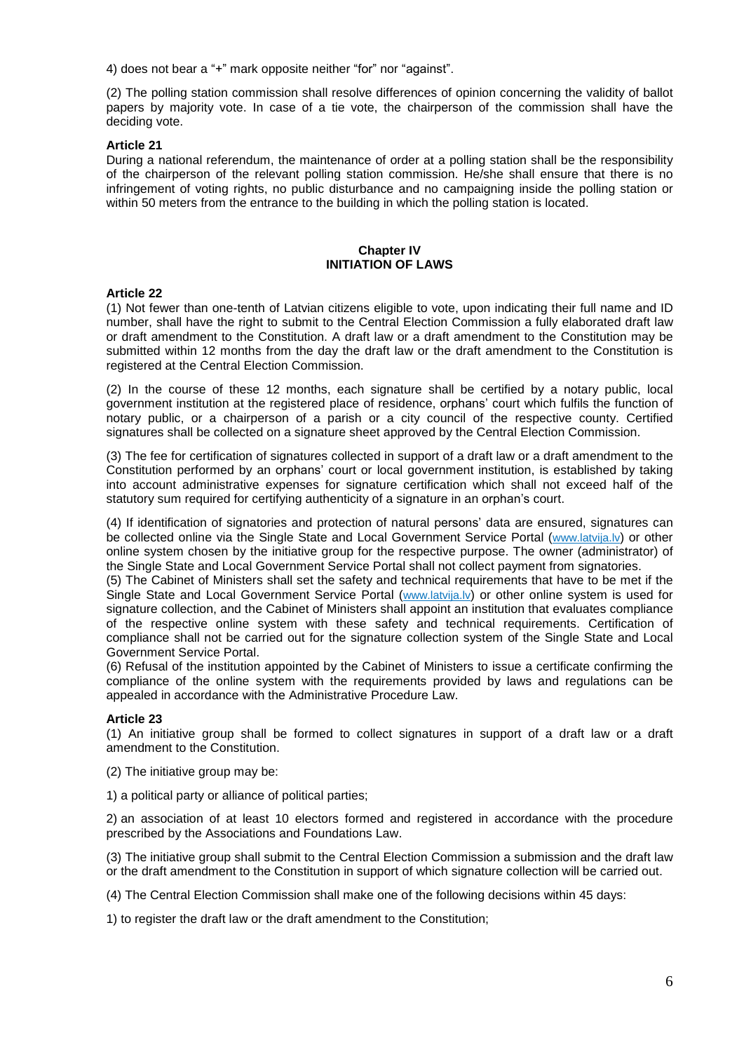4) does not bear a "+" mark opposite neither "for" nor "against".

(2) The polling station commission shall resolve differences of opinion concerning the validity of ballot papers by majority vote. In case of a tie vote, the chairperson of the commission shall have the deciding vote.

**Article 21**

During a national referendum, the maintenance of order at a polling station shall be the responsibility of the chairperson of the relevant polling station commission. He/she shall ensure that there is no infringement of voting rights, no public disturbance and no campaigning inside the polling station or within 50 meters from the entrance to the building in which the polling station is located.

## Chapter IV
## INITIATION OF LAWS

**Article 22**

(1) Not fewer than one-tenth of Latvian citizens eligible to vote, upon indicating their full name and ID number, shall have the right to submit to the Central Election Commission a fully elaborated draft law or draft amendment to the Constitution. A draft law or a draft amendment to the Constitution may be submitted within 12 months from the day the draft law or the draft amendment to the Constitution is registered at the Central Election Commission.

(2) In the course of these 12 months, each signature shall be certified by a notary public, local government institution at the registered place of residence, orphans' court which fulfils the function of notary public, or a chairperson of a parish or a city council of the respective county. Certified signatures shall be collected on a signature sheet approved by the Central Election Commission.

(3) The fee for certification of signatures collected in support of a draft law or a draft amendment to the Constitution performed by an orphans' court or local government institution, is established by taking into account administrative expenses for signature certification which shall not exceed half of the statutory sum required for certifying authenticity of a signature in an orphan's court.

(4) If identification of signatories and protection of natural persons' data are ensured, signatures can be collected online via the Single State and Local Government Service Portal (www.latvija.lv) or other online system chosen by the initiative group for the respective purpose. The owner (administrator) of the Single State and Local Government Service Portal shall not collect payment from signatories.

(5) The Cabinet of Ministers shall set the safety and technical requirements that have to be met if the Single State and Local Government Service Portal (www.latvija.lv) or other online system is used for signature collection, and the Cabinet of Ministers shall appoint an institution that evaluates compliance of the respective online system with these safety and technical requirements. Certification of compliance shall not be carried out for the signature collection system of the Single State and Local Government Service Portal.

(6) Refusal of the institution appointed by the Cabinet of Ministers to issue a certificate confirming the compliance of the online system with the requirements provided by laws and regulations can be appealed in accordance with the Administrative Procedure Law.

**Article 23**

(1) An initiative group shall be formed to collect signatures in support of a draft law or a draft amendment to the Constitution.

(2) The initiative group may be:

1) a political party or alliance of political parties;

2) an association of at least 10 electors formed and registered in accordance with the procedure prescribed by the Associations and Foundations Law.

(3) The initiative group shall submit to the Central Election Commission a submission and the draft law or the draft amendment to the Constitution in support of which signature collection will be carried out.

(4) The Central Election Commission shall make one of the following decisions within 45 days:

1) to register the draft law or the draft amendment to the Constitution;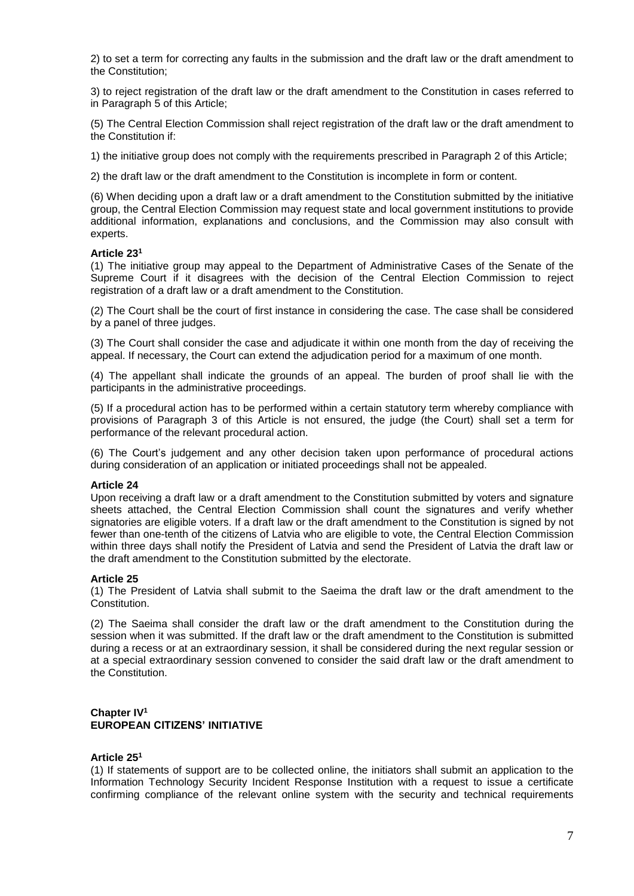2) to set a term for correcting any faults in the submission and the draft law or the draft amendment to the Constitution;

3) to reject registration of the draft law or the draft amendment to the Constitution in cases referred to in Paragraph 5 of this Article;

(5) The Central Election Commission shall reject registration of the draft law or the draft amendment to the Constitution if:

1) the initiative group does not comply with the requirements prescribed in Paragraph 2 of this Article;

2) the draft law or the draft amendment to the Constitution is incomplete in form or content.

(6) When deciding upon a draft law or a draft amendment to the Constitution submitted by the initiative group, the Central Election Commission may request state and local government institutions to provide additional information, explanations and conclusions, and the Commission may also consult with experts.

**Article 23[1]**

(1) The initiative group may appeal to the Department of Administrative Cases of the Senate of the Supreme Court if it disagrees with the decision of the Central Election Commission to reject registration of a draft law or a draft amendment to the Constitution.

(2) The Court shall be the court of first instance in considering the case. The case shall be considered by a panel of three judges.

(3) The Court shall consider the case and adjudicate it within one month from the day of receiving the appeal. If necessary, the Court can extend the adjudication period for a maximum of one month.

(4) The appellant shall indicate the grounds of an appeal. The burden of proof shall lie with the participants in the administrative proceedings.

(5) If a procedural action has to be performed within a certain statutory term whereby compliance with provisions of Paragraph 3 of this Article is not ensured, the judge (the Court) shall set a term for performance of the relevant procedural action.

(6) The Court's judgement and any other decision taken upon performance of procedural actions during consideration of an application or initiated proceedings shall not be appealed.

**Article 24**

Upon receiving a draft law or a draft amendment to the Constitution submitted by voters and signature sheets attached, the Central Election Commission shall count the signatures and verify whether signatories are eligible voters. If a draft law or the draft amendment to the Constitution is signed by not fewer than one-tenth of the citizens of Latvia who are eligible to vote, the Central Election Commission within three days shall notify the President of Latvia and send the President of Latvia the draft law or the draft amendment to the Constitution submitted by the electorate.

**Article 25**

(1) The President of Latvia shall submit to the Saeima the draft law or the draft amendment to the Constitution.

(2) The Saeima shall consider the draft law or the draft amendment to the Constitution during the session when it was submitted. If the draft law or the draft amendment to the Constitution is submitted during a recess or at an extraordinary session, it shall be considered during the next regular session or at a special extraordinary session convened to consider the said draft law or the draft amendment to the Constitution.

## Chapter IV[1]
## EUROPEAN CITIZENS' INITIATIVE

**Article 25[1]**

(1) If statements of support are to be collected online, the initiators shall submit an application to the Information Technology Security Incident Response Institution with a request to issue a certificate confirming compliance of the relevant online system with the security and technical requirements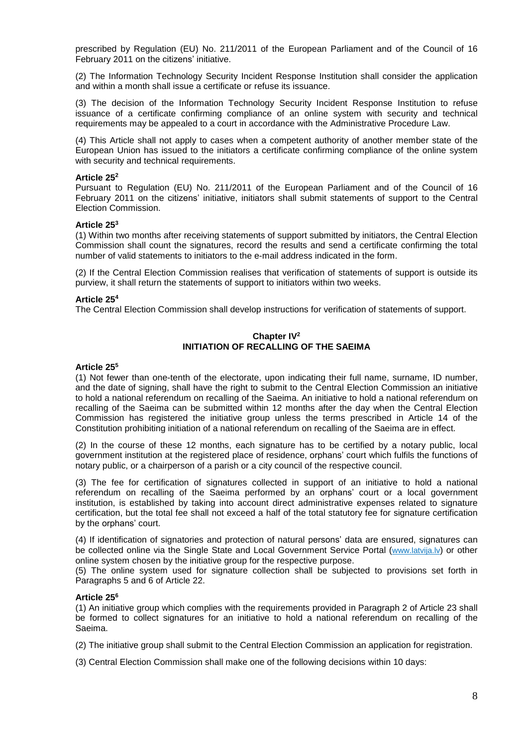prescribed by Regulation (EU) No. 211/2011 of the European Parliament and of the Council of 16 February 2011 on the citizens' initiative.

(2) The Information Technology Security Incident Response Institution shall consider the application and within a month shall issue a certificate or refuse its issuance.

(3) The decision of the Information Technology Security Incident Response Institution to refuse issuance of a certificate confirming compliance of an online system with security and technical requirements may be appealed to a court in accordance with the Administrative Procedure Law.

(4) This Article shall not apply to cases when a competent authority of another member state of the European Union has issued to the initiators a certificate confirming compliance of the online system with security and technical requirements.

**Article 25[2]**

Pursuant to Regulation (EU) No. 211/2011 of the European Parliament and of the Council of 16 February 2011 on the citizens' initiative, initiators shall submit statements of support to the Central Election Commission.

**Article 25[3]**

(1) Within two months after receiving statements of support submitted by initiators, the Central Election Commission shall count the signatures, record the results and send a certificate confirming the total number of valid statements to initiators to the e-mail address indicated in the form.

(2) If the Central Election Commission realises that verification of statements of support is outside its purview, it shall return the statements of support to initiators within two weeks.

**Article 25[4]**

The Central Election Commission shall develop instructions for verification of statements of support.

## Chapter IV[2]
## INITIATION OF RECALLING OF THE SAEIMA

**Article 25[5]**

(1) Not fewer than one-tenth of the electorate, upon indicating their full name, surname, ID number, and the date of signing, shall have the right to submit to the Central Election Commission an initiative to hold a national referendum on recalling of the Saeima. An initiative to hold a national referendum on recalling of the Saeima can be submitted within 12 months after the day when the Central Election Commission has registered the initiative group unless the terms prescribed in Article 14 of the Constitution prohibiting initiation of a national referendum on recalling of the Saeima are in effect.

(2) In the course of these 12 months, each signature has to be certified by a notary public, local government institution at the registered place of residence, orphans' court which fulfils the functions of notary public, or a chairperson of a parish or a city council of the respective council.

(3) The fee for certification of signatures collected in support of an initiative to hold a national referendum on recalling of the Saeima performed by an orphans' court or a local government institution, is established by taking into account direct administrative expenses related to signature certification, but the total fee shall not exceed a half of the total statutory fee for signature certification by the orphans' court.

(4) If identification of signatories and protection of natural persons' data are ensured, signatures can be collected online via the Single State and Local Government Service Portal (www.latvija.lv) or other online system chosen by the initiative group for the respective purpose.

(5) The online system used for signature collection shall be subjected to provisions set forth in Paragraphs 5 and 6 of Article 22.

**Article 25[6]**

(1) An initiative group which complies with the requirements provided in Paragraph 2 of Article 23 shall be formed to collect signatures for an initiative to hold a national referendum on recalling of the Saeima.

(2) The initiative group shall submit to the Central Election Commission an application for registration.

(3) Central Election Commission shall make one of the following decisions within 10 days: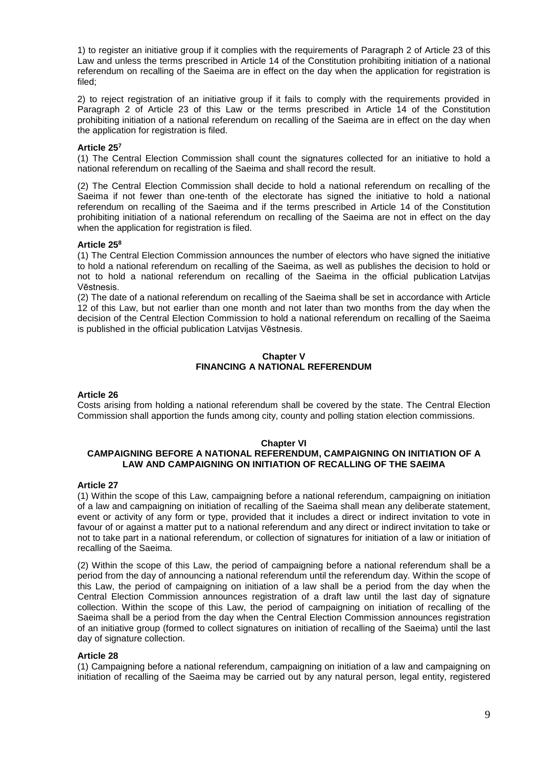1) to register an initiative group if it complies with the requirements of Paragraph 2 of Article 23 of this Law and unless the terms prescribed in Article 14 of the Constitution prohibiting initiation of a national referendum on recalling of the Saeima are in effect on the day when the application for registration is filed;

2) to reject registration of an initiative group if it fails to comply with the requirements provided in Paragraph 2 of Article 23 of this Law or the terms prescribed in Article 14 of the Constitution prohibiting initiation of a national referendum on recalling of the Saeima are in effect on the day when the application for registration is filed.

**Article 25[7]**

(1) The Central Election Commission shall count the signatures collected for an initiative to hold a national referendum on recalling of the Saeima and shall record the result.

(2) The Central Election Commission shall decide to hold a national referendum on recalling of the Saeima if not fewer than one-tenth of the electorate has signed the initiative to hold a national referendum on recalling of the Saeima and if the terms prescribed in Article 14 of the Constitution prohibiting initiation of a national referendum on recalling of the Saeima are not in effect on the day when the application for registration is filed.

**Article 25[8]**

(1) The Central Election Commission announces the number of electors who have signed the initiative to hold a national referendum on recalling of the Saeima, as well as publishes the decision to hold or not to hold a national referendum on recalling of the Saeima in the official publication Latvijas Vēstnesis.

(2) The date of a national referendum on recalling of the Saeima shall be set in accordance with Article 12 of this Law, but not earlier than one month and not later than two months from the day when the decision of the Central Election Commission to hold a national referendum on recalling of the Saeima is published in the official publication Latvijas Vēstnesis.

## Chapter V
## FINANCING A NATIONAL REFERENDUM

**Article 26**

Costs arising from holding a national referendum shall be covered by the state. The Central Election Commission shall apportion the funds among city, county and polling station election commissions.

## Chapter VI
## CAMPAIGNING BEFORE A NATIONAL REFERENDUM, CAMPAIGNING ON INITIATION OF A LAW AND CAMPAIGNING ON INITIATION OF RECALLING OF THE SAEIMA

**Article 27**

(1) Within the scope of this Law, campaigning before a national referendum, campaigning on initiation of a law and campaigning on initiation of recalling of the Saeima shall mean any deliberate statement, event or activity of any form or type, provided that it includes a direct or indirect invitation to vote in favour of or against a matter put to a national referendum and any direct or indirect invitation to take or not to take part in a national referendum, or collection of signatures for initiation of a law or initiation of recalling of the Saeima.

(2) Within the scope of this Law, the period of campaigning before a national referendum shall be a period from the day of announcing a national referendum until the referendum day. Within the scope of this Law, the period of campaigning on initiation of a law shall be a period from the day when the Central Election Commission announces registration of a draft law until the last day of signature collection. Within the scope of this Law, the period of campaigning on initiation of recalling of the Saeima shall be a period from the day when the Central Election Commission announces registration of an initiative group (formed to collect signatures on initiation of recalling of the Saeima) until the last day of signature collection.

**Article 28**

(1) Campaigning before a national referendum, campaigning on initiation of a law and campaigning on initiation of recalling of the Saeima may be carried out by any natural person, legal entity, registered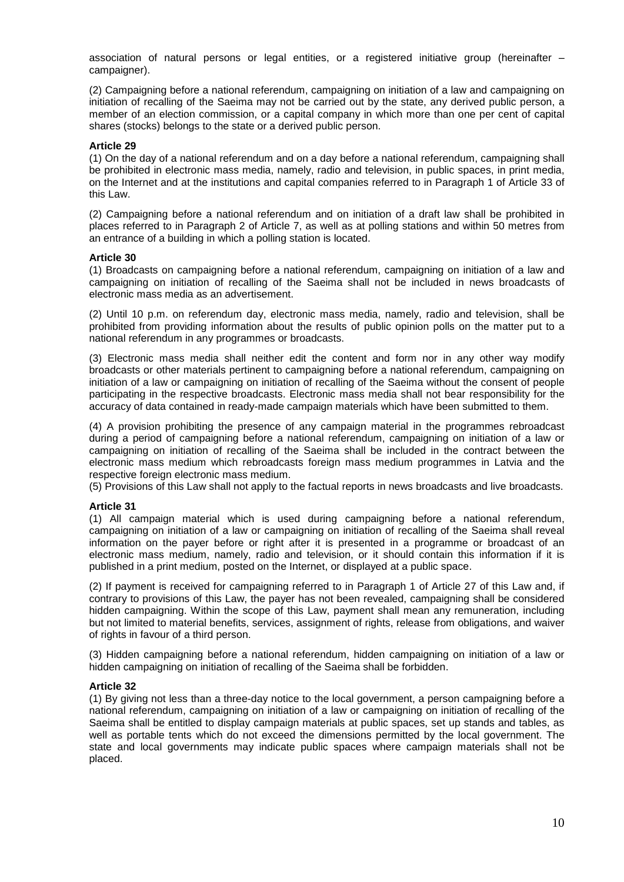association of natural persons or legal entities, or a registered initiative group (hereinafter – campaigner).

(2) Campaigning before a national referendum, campaigning on initiation of a law and campaigning on initiation of recalling of the Saeima may not be carried out by the state, any derived public person, a member of an election commission, or a capital company in which more than one per cent of capital shares (stocks) belongs to the state or a derived public person.

**Article 29**

(1) On the day of a national referendum and on a day before a national referendum, campaigning shall be prohibited in electronic mass media, namely, radio and television, in public spaces, in print media, on the Internet and at the institutions and capital companies referred to in Paragraph 1 of Article 33 of this Law.

(2) Campaigning before a national referendum and on initiation of a draft law shall be prohibited in places referred to in Paragraph 2 of Article 7, as well as at polling stations and within 50 metres from an entrance of a building in which a polling station is located.

**Article 30**

(1) Broadcasts on campaigning before a national referendum, campaigning on initiation of a law and campaigning on initiation of recalling of the Saeima shall not be included in news broadcasts of electronic mass media as an advertisement.

(2) Until 10 p.m. on referendum day, electronic mass media, namely, radio and television, shall be prohibited from providing information about the results of public opinion polls on the matter put to a national referendum in any programmes or broadcasts.

(3) Electronic mass media shall neither edit the content and form nor in any other way modify broadcasts or other materials pertinent to campaigning before a national referendum, campaigning on initiation of a law or campaigning on initiation of recalling of the Saeima without the consent of people participating in the respective broadcasts. Electronic mass media shall not bear responsibility for the accuracy of data contained in ready-made campaign materials which have been submitted to them.

(4) A provision prohibiting the presence of any campaign material in the programmes rebroadcast during a period of campaigning before a national referendum, campaigning on initiation of a law or campaigning on initiation of recalling of the Saeima shall be included in the contract between the electronic mass medium which rebroadcasts foreign mass medium programmes in Latvia and the respective foreign electronic mass medium.

(5) Provisions of this Law shall not apply to the factual reports in news broadcasts and live broadcasts.

**Article 31**

(1) All campaign material which is used during campaigning before a national referendum, campaigning on initiation of a law or campaigning on initiation of recalling of the Saeima shall reveal information on the payer before or right after it is presented in a programme or broadcast of an electronic mass medium, namely, radio and television, or it should contain this information if it is published in a print medium, posted on the Internet, or displayed at a public space.

(2) If payment is received for campaigning referred to in Paragraph 1 of Article 27 of this Law and, if contrary to provisions of this Law, the payer has not been revealed, campaigning shall be considered hidden campaigning. Within the scope of this Law, payment shall mean any remuneration, including but not limited to material benefits, services, assignment of rights, release from obligations, and waiver of rights in favour of a third person.

(3) Hidden campaigning before a national referendum, hidden campaigning on initiation of a law or hidden campaigning on initiation of recalling of the Saeima shall be forbidden.

**Article 32**

(1) By giving not less than a three-day notice to the local government, a person campaigning before a national referendum, campaigning on initiation of a law or campaigning on initiation of recalling of the Saeima shall be entitled to display campaign materials at public spaces, set up stands and tables, as well as portable tents which do not exceed the dimensions permitted by the local government. The state and local governments may indicate public spaces where campaign materials shall not be placed.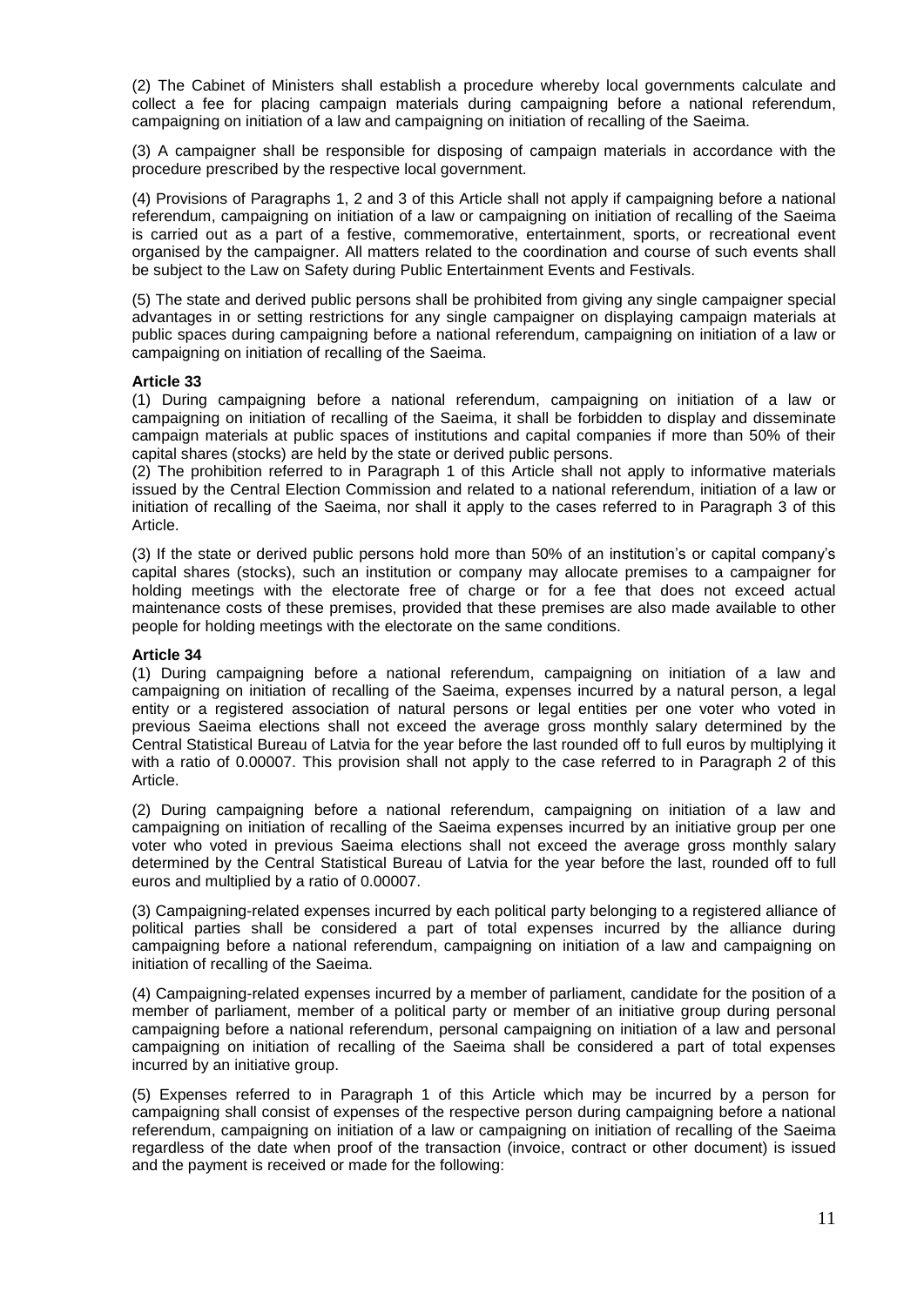(2) The Cabinet of Ministers shall establish a procedure whereby local governments calculate and collect a fee for placing campaign materials during campaigning before a national referendum, campaigning on initiation of a law and campaigning on initiation of recalling of the Saeima.

(3) A campaigner shall be responsible for disposing of campaign materials in accordance with the procedure prescribed by the respective local government.

(4) Provisions of Paragraphs 1, 2 and 3 of this Article shall not apply if campaigning before a national referendum, campaigning on initiation of a law or campaigning on initiation of recalling of the Saeima is carried out as a part of a festive, commemorative, entertainment, sports, or recreational event organised by the campaigner. All matters related to the coordination and course of such events shall be subject to the Law on Safety during Public Entertainment Events and Festivals.

(5) The state and derived public persons shall be prohibited from giving any single campaigner special advantages in or setting restrictions for any single campaigner on displaying campaign materials at public spaces during campaigning before a national referendum, campaigning on initiation of a law or campaigning on initiation of recalling of the Saeima.

**Article 33**

(1) During campaigning before a national referendum, campaigning on initiation of a law or campaigning on initiation of recalling of the Saeima, it shall be forbidden to display and disseminate campaign materials at public spaces of institutions and capital companies if more than 50% of their capital shares (stocks) are held by the state or derived public persons.

(2) The prohibition referred to in Paragraph 1 of this Article shall not apply to informative materials issued by the Central Election Commission and related to a national referendum, initiation of a law or initiation of recalling of the Saeima, nor shall it apply to the cases referred to in Paragraph 3 of this Article.

(3) If the state or derived public persons hold more than 50% of an institution's or capital company's capital shares (stocks), such an institution or company may allocate premises to a campaigner for holding meetings with the electorate free of charge or for a fee that does not exceed actual maintenance costs of these premises, provided that these premises are also made available to other people for holding meetings with the electorate on the same conditions.

**Article 34**

(1) During campaigning before a national referendum, campaigning on initiation of a law and campaigning on initiation of recalling of the Saeima, expenses incurred by a natural person, a legal entity or a registered association of natural persons or legal entities per one voter who voted in previous Saeima elections shall not exceed the average gross monthly salary determined by the Central Statistical Bureau of Latvia for the year before the last rounded off to full euros by multiplying it with a ratio of 0.00007. This provision shall not apply to the case referred to in Paragraph 2 of this Article.

(2) During campaigning before a national referendum, campaigning on initiation of a law and campaigning on initiation of recalling of the Saeima expenses incurred by an initiative group per one voter who voted in previous Saeima elections shall not exceed the average gross monthly salary determined by the Central Statistical Bureau of Latvia for the year before the last, rounded off to full euros and multiplied by a ratio of 0.00007.

(3) Campaigning-related expenses incurred by each political party belonging to a registered alliance of political parties shall be considered a part of total expenses incurred by the alliance during campaigning before a national referendum, campaigning on initiation of a law and campaigning on initiation of recalling of the Saeima.

(4) Campaigning-related expenses incurred by a member of parliament, candidate for the position of a member of parliament, member of a political party or member of an initiative group during personal campaigning before a national referendum, personal campaigning on initiation of a law and personal campaigning on initiation of recalling of the Saeima shall be considered a part of total expenses incurred by an initiative group.

(5) Expenses referred to in Paragraph 1 of this Article which may be incurred by a person for campaigning shall consist of expenses of the respective person during campaigning before a national referendum, campaigning on initiation of a law or campaigning on initiation of recalling of the Saeima regardless of the date when proof of the transaction (invoice, contract or other document) is issued and the payment is received or made for the following: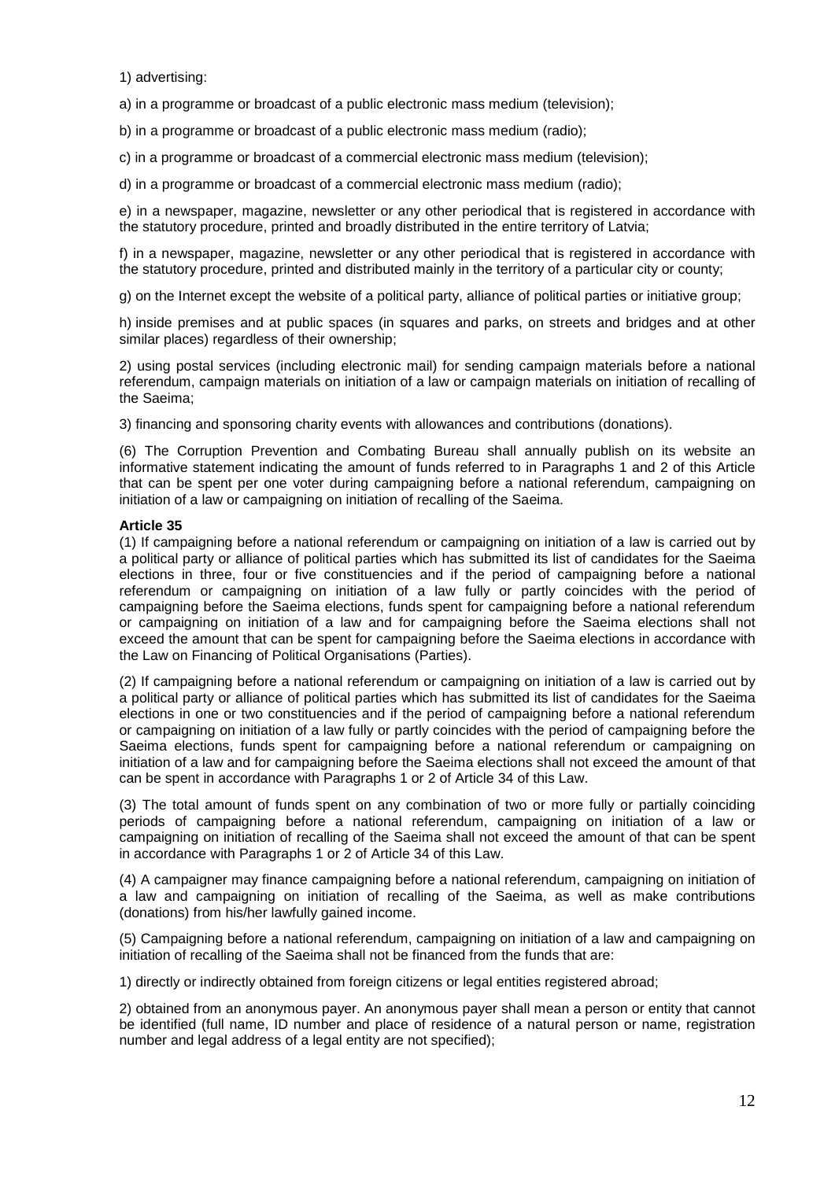1) advertising:

a) in a programme or broadcast of a public electronic mass medium (television);

b) in a programme or broadcast of a public electronic mass medium (radio);

c) in a programme or broadcast of a commercial electronic mass medium (television);

d) in a programme or broadcast of a commercial electronic mass medium (radio);

e) in a newspaper, magazine, newsletter or any other periodical that is registered in accordance with the statutory procedure, printed and broadly distributed in the entire territory of Latvia;

f) in a newspaper, magazine, newsletter or any other periodical that is registered in accordance with the statutory procedure, printed and distributed mainly in the territory of a particular city or county;

g) on the Internet except the website of a political party, alliance of political parties or initiative group;

h) inside premises and at public spaces (in squares and parks, on streets and bridges and at other similar places) regardless of their ownership;

2) using postal services (including electronic mail) for sending campaign materials before a national referendum, campaign materials on initiation of a law or campaign materials on initiation of recalling of the Saeima;

3) financing and sponsoring charity events with allowances and contributions (donations).

(6) The Corruption Prevention and Combating Bureau shall annually publish on its website an informative statement indicating the amount of funds referred to in Paragraphs 1 and 2 of this Article that can be spent per one voter during campaigning before a national referendum, campaigning on initiation of a law or campaigning on initiation of recalling of the Saeima.

**Article 35**

(1) If campaigning before a national referendum or campaigning on initiation of a law is carried out by a political party or alliance of political parties which has submitted its list of candidates for the Saeima elections in three, four or five constituencies and if the period of campaigning before a national referendum or campaigning on initiation of a law fully or partly coincides with the period of campaigning before the Saeima elections, funds spent for campaigning before a national referendum or campaigning on initiation of a law and for campaigning before the Saeima elections shall not exceed the amount that can be spent for campaigning before the Saeima elections in accordance with the Law on Financing of Political Organisations (Parties).

(2) If campaigning before a national referendum or campaigning on initiation of a law is carried out by a political party or alliance of political parties which has submitted its list of candidates for the Saeima elections in one or two constituencies and if the period of campaigning before a national referendum or campaigning on initiation of a law fully or partly coincides with the period of campaigning before the Saeima elections, funds spent for campaigning before a national referendum or campaigning on initiation of a law and for campaigning before the Saeima elections shall not exceed the amount of that can be spent in accordance with Paragraphs 1 or 2 of Article 34 of this Law.

(3) The total amount of funds spent on any combination of two or more fully or partially coinciding periods of campaigning before a national referendum, campaigning on initiation of a law or campaigning on initiation of recalling of the Saeima shall not exceed the amount of that can be spent in accordance with Paragraphs 1 or 2 of Article 34 of this Law.

(4) A campaigner may finance campaigning before a national referendum, campaigning on initiation of a law and campaigning on initiation of recalling of the Saeima, as well as make contributions (donations) from his/her lawfully gained income.

(5) Campaigning before a national referendum, campaigning on initiation of a law and campaigning on initiation of recalling of the Saeima shall not be financed from the funds that are:

1) directly or indirectly obtained from foreign citizens or legal entities registered abroad;

2) obtained from an anonymous payer. An anonymous payer shall mean a person or entity that cannot be identified (full name, ID number and place of residence of a natural person or name, registration number and legal address of a legal entity are not specified);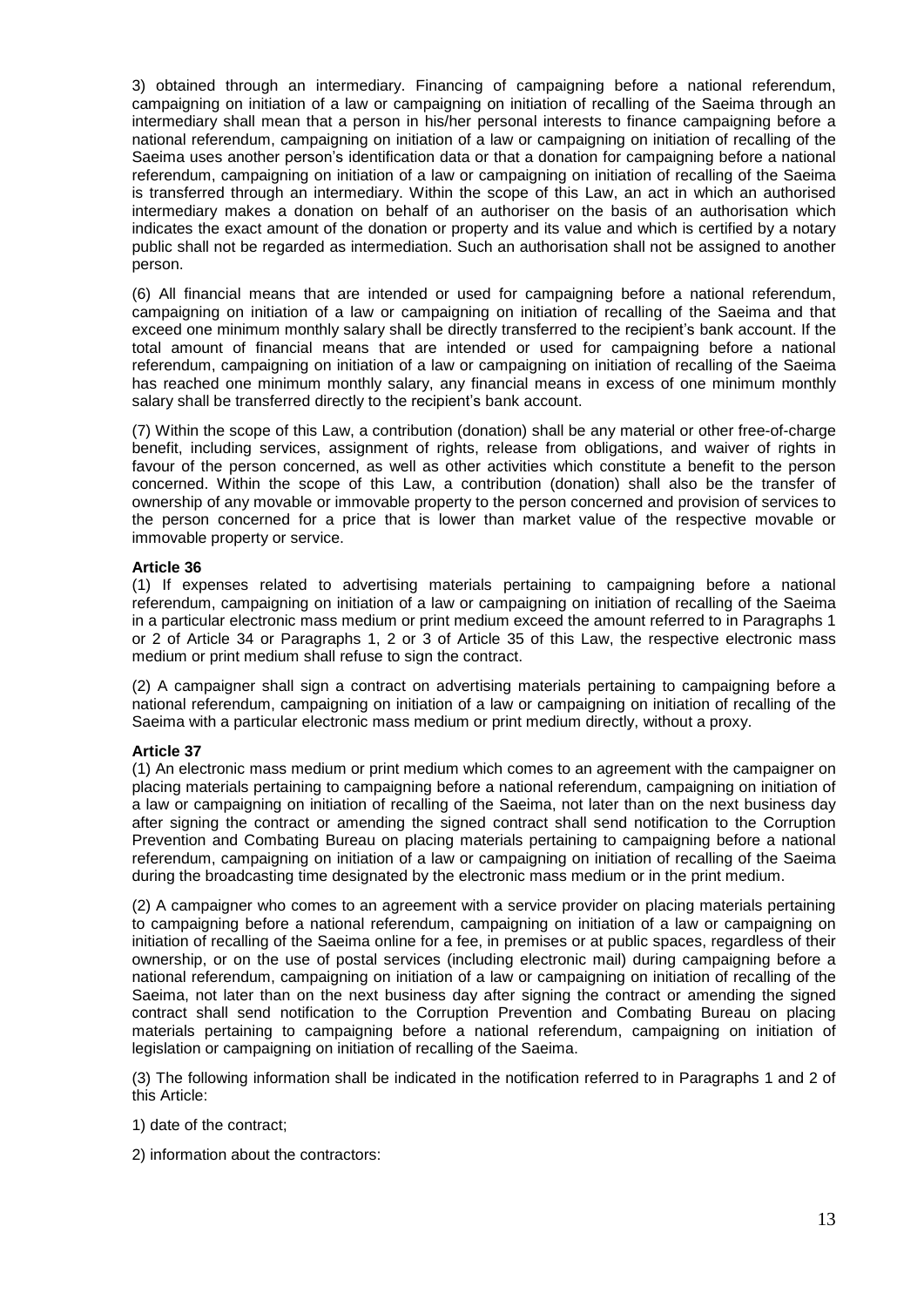3) obtained through an intermediary. Financing of campaigning before a national referendum, campaigning on initiation of a law or campaigning on initiation of recalling of the Saeima through an intermediary shall mean that a person in his/her personal interests to finance campaigning before a national referendum, campaigning on initiation of a law or campaigning on initiation of recalling of the Saeima uses another person's identification data or that a donation for campaigning before a national referendum, campaigning on initiation of a law or campaigning on initiation of recalling of the Saeima is transferred through an intermediary. Within the scope of this Law, an act in which an authorised intermediary makes a donation on behalf of an authoriser on the basis of an authorisation which indicates the exact amount of the donation or property and its value and which is certified by a notary public shall not be regarded as intermediation. Such an authorisation shall not be assigned to another person.

(6) All financial means that are intended or used for campaigning before a national referendum, campaigning on initiation of a law or campaigning on initiation of recalling of the Saeima and that exceed one minimum monthly salary shall be directly transferred to the recipient's bank account. If the total amount of financial means that are intended or used for campaigning before a national referendum, campaigning on initiation of a law or campaigning on initiation of recalling of the Saeima has reached one minimum monthly salary, any financial means in excess of one minimum monthly salary shall be transferred directly to the recipient's bank account.

(7) Within the scope of this Law, a contribution (donation) shall be any material or other free-of-charge benefit, including services, assignment of rights, release from obligations, and waiver of rights in favour of the person concerned, as well as other activities which constitute a benefit to the person concerned. Within the scope of this Law, a contribution (donation) shall also be the transfer of ownership of any movable or immovable property to the person concerned and provision of services to the person concerned for a price that is lower than market value of the respective movable or immovable property or service.

**Article 36**

(1) If expenses related to advertising materials pertaining to campaigning before a national referendum, campaigning on initiation of a law or campaigning on initiation of recalling of the Saeima in a particular electronic mass medium or print medium exceed the amount referred to in Paragraphs 1 or 2 of Article 34 or Paragraphs 1, 2 or 3 of Article 35 of this Law, the respective electronic mass medium or print medium shall refuse to sign the contract.

(2) A campaigner shall sign a contract on advertising materials pertaining to campaigning before a national referendum, campaigning on initiation of a law or campaigning on initiation of recalling of the Saeima with a particular electronic mass medium or print medium directly, without a proxy.

**Article 37**

(1) An electronic mass medium or print medium which comes to an agreement with the campaigner on placing materials pertaining to campaigning before a national referendum, campaigning on initiation of a law or campaigning on initiation of recalling of the Saeima, not later than on the next business day after signing the contract or amending the signed contract shall send notification to the Corruption Prevention and Combating Bureau on placing materials pertaining to campaigning before a national referendum, campaigning on initiation of a law or campaigning on initiation of recalling of the Saeima during the broadcasting time designated by the electronic mass medium or in the print medium.

(2) A campaigner who comes to an agreement with a service provider on placing materials pertaining to campaigning before a national referendum, campaigning on initiation of a law or campaigning on initiation of recalling of the Saeima online for a fee, in premises or at public spaces, regardless of their ownership, or on the use of postal services (including electronic mail) during campaigning before a national referendum, campaigning on initiation of a law or campaigning on initiation of recalling of the Saeima, not later than on the next business day after signing the contract or amending the signed contract shall send notification to the Corruption Prevention and Combating Bureau on placing materials pertaining to campaigning before a national referendum, campaigning on initiation of legislation or campaigning on initiation of recalling of the Saeima.

(3) The following information shall be indicated in the notification referred to in Paragraphs 1 and 2 of this Article:

1) date of the contract;

2) information about the contractors: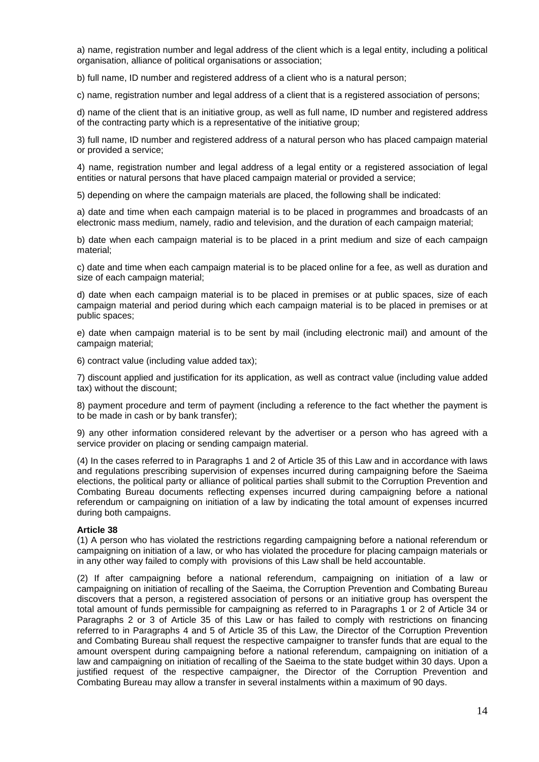a) name, registration number and legal address of the client which is a legal entity, including a political organisation, alliance of political organisations or association;

b) full name, ID number and registered address of a client who is a natural person;

c) name, registration number and legal address of a client that is a registered association of persons;

d) name of the client that is an initiative group, as well as full name, ID number and registered address of the contracting party which is a representative of the initiative group;

3) full name, ID number and registered address of a natural person who has placed campaign material or provided a service;

4) name, registration number and legal address of a legal entity or a registered association of legal entities or natural persons that have placed campaign material or provided a service;

5) depending on where the campaign materials are placed, the following shall be indicated:

a) date and time when each campaign material is to be placed in programmes and broadcasts of an electronic mass medium, namely, radio and television, and the duration of each campaign material;

b) date when each campaign material is to be placed in a print medium and size of each campaign material;

c) date and time when each campaign material is to be placed online for a fee, as well as duration and size of each campaign material;

d) date when each campaign material is to be placed in premises or at public spaces, size of each campaign material and period during which each campaign material is to be placed in premises or at public spaces;

e) date when campaign material is to be sent by mail (including electronic mail) and amount of the campaign material;

6) contract value (including value added tax);

7) discount applied and justification for its application, as well as contract value (including value added tax) without the discount;

8) payment procedure and term of payment (including a reference to the fact whether the payment is to be made in cash or by bank transfer);

9) any other information considered relevant by the advertiser or a person who has agreed with a service provider on placing or sending campaign material.

(4) In the cases referred to in Paragraphs 1 and 2 of Article 35 of this Law and in accordance with laws and regulations prescribing supervision of expenses incurred during campaigning before the Saeima elections, the political party or alliance of political parties shall submit to the Corruption Prevention and Combating Bureau documents reflecting expenses incurred during campaigning before a national referendum or campaigning on initiation of a law by indicating the total amount of expenses incurred during both campaigns.

**Article 38**

(1) A person who has violated the restrictions regarding campaigning before a national referendum or campaigning on initiation of a law, or who has violated the procedure for placing campaign materials or in any other way failed to comply with provisions of this Law shall be held accountable.

(2) If after campaigning before a national referendum, campaigning on initiation of a law or campaigning on initiation of recalling of the Saeima, the Corruption Prevention and Combating Bureau discovers that a person, a registered association of persons or an initiative group has overspent the total amount of funds permissible for campaigning as referred to in Paragraphs 1 or 2 of Article 34 or Paragraphs 2 or 3 of Article 35 of this Law or has failed to comply with restrictions on financing referred to in Paragraphs 4 and 5 of Article 35 of this Law, the Director of the Corruption Prevention and Combating Bureau shall request the respective campaigner to transfer funds that are equal to the amount overspent during campaigning before a national referendum, campaigning on initiation of a law and campaigning on initiation of recalling of the Saeima to the state budget within 30 days. Upon a justified request of the respective campaigner, the Director of the Corruption Prevention and Combating Bureau may allow a transfer in several instalments within a maximum of 90 days.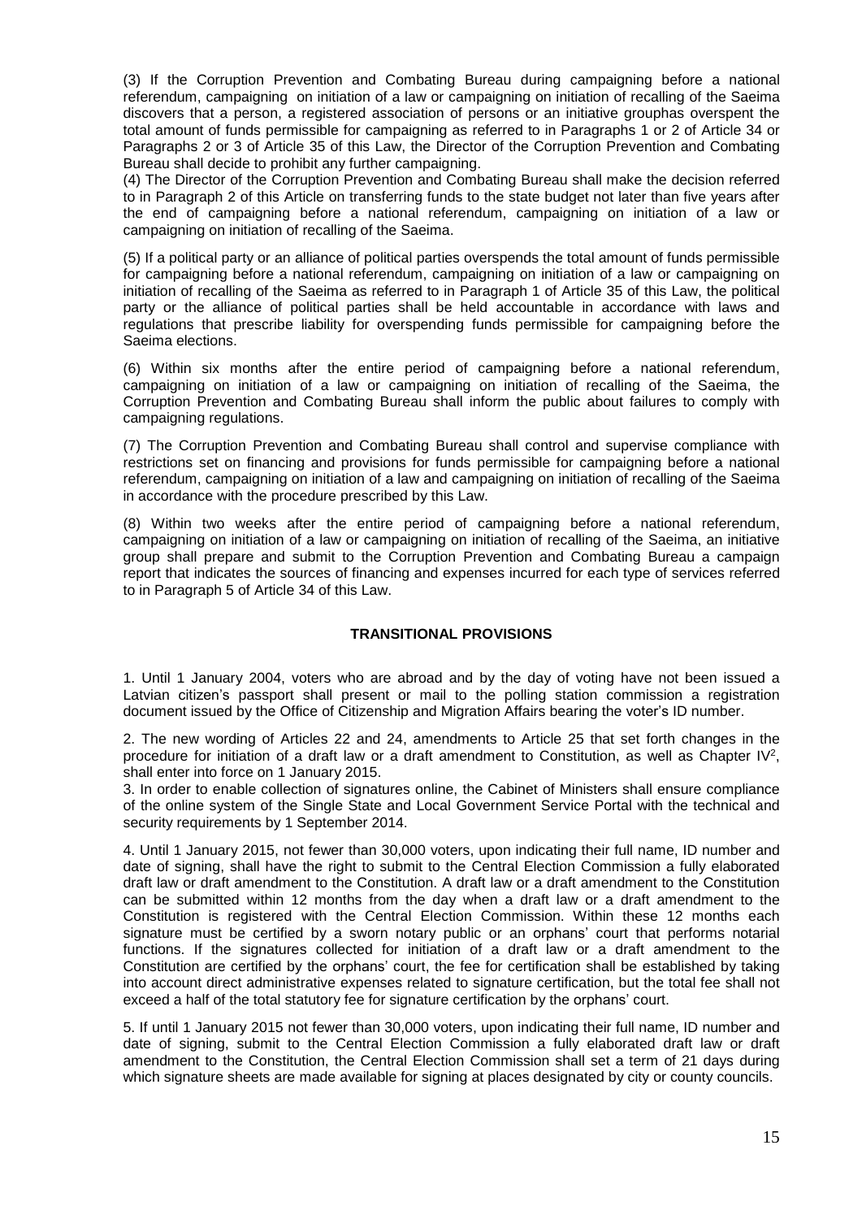(3) If the Corruption Prevention and Combating Bureau during campaigning before a national referendum, campaigning on initiation of a law or campaigning on initiation of recalling of the Saeima discovers that a person, a registered association of persons or an initiative grouphas overspent the total amount of funds permissible for campaigning as referred to in Paragraphs 1 or 2 of Article 34 or Paragraphs 2 or 3 of Article 35 of this Law, the Director of the Corruption Prevention and Combating Bureau shall decide to prohibit any further campaigning.

(4) The Director of the Corruption Prevention and Combating Bureau shall make the decision referred to in Paragraph 2 of this Article on transferring funds to the state budget not later than five years after the end of campaigning before a national referendum, campaigning on initiation of a law or campaigning on initiation of recalling of the Saeima.

(5) If a political party or an alliance of political parties overspends the total amount of funds permissible for campaigning before a national referendum, campaigning on initiation of a law or campaigning on initiation of recalling of the Saeima as referred to in Paragraph 1 of Article 35 of this Law, the political party or the alliance of political parties shall be held accountable in accordance with laws and regulations that prescribe liability for overspending funds permissible for campaigning before the Saeima elections.

(6) Within six months after the entire period of campaigning before a national referendum, campaigning on initiation of a law or campaigning on initiation of recalling of the Saeima, the Corruption Prevention and Combating Bureau shall inform the public about failures to comply with campaigning regulations.

(7) The Corruption Prevention and Combating Bureau shall control and supervise compliance with restrictions set on financing and provisions for funds permissible for campaigning before a national referendum, campaigning on initiation of a law and campaigning on initiation of recalling of the Saeima in accordance with the procedure prescribed by this Law.

(8) Within two weeks after the entire period of campaigning before a national referendum, campaigning on initiation of a law or campaigning on initiation of recalling of the Saeima, an initiative group shall prepare and submit to the Corruption Prevention and Combating Bureau a campaign report that indicates the sources of financing and expenses incurred for each type of services referred to in Paragraph 5 of Article 34 of this Law.

## TRANSITIONAL PROVISIONS

1. Until 1 January 2004, voters who are abroad and by the day of voting have not been issued a Latvian citizen's passport shall present or mail to the polling station commission a registration document issued by the Office of Citizenship and Migration Affairs bearing the voter's ID number.

2. The new wording of Articles 22 and 24, amendments to Article 25 that set forth changes in the procedure for initiation of a draft law or a draft amendment to Constitution, as well as Chapter IV[2], shall enter into force on 1 January 2015.

3. In order to enable collection of signatures online, the Cabinet of Ministers shall ensure compliance of the online system of the Single State and Local Government Service Portal with the technical and security requirements by 1 September 2014.

4. Until 1 January 2015, not fewer than 30,000 voters, upon indicating their full name, ID number and date of signing, shall have the right to submit to the Central Election Commission a fully elaborated draft law or draft amendment to the Constitution. A draft law or a draft amendment to the Constitution can be submitted within 12 months from the day when a draft law or a draft amendment to the Constitution is registered with the Central Election Commission. Within these 12 months each signature must be certified by a sworn notary public or an orphans' court that performs notarial functions. If the signatures collected for initiation of a draft law or a draft amendment to the Constitution are certified by the orphans' court, the fee for certification shall be established by taking into account direct administrative expenses related to signature certification, but the total fee shall not exceed a half of the total statutory fee for signature certification by the orphans' court.

5. If until 1 January 2015 not fewer than 30,000 voters, upon indicating their full name, ID number and date of signing, submit to the Central Election Commission a fully elaborated draft law or draft amendment to the Constitution, the Central Election Commission shall set a term of 21 days during which signature sheets are made available for signing at places designated by city or county councils.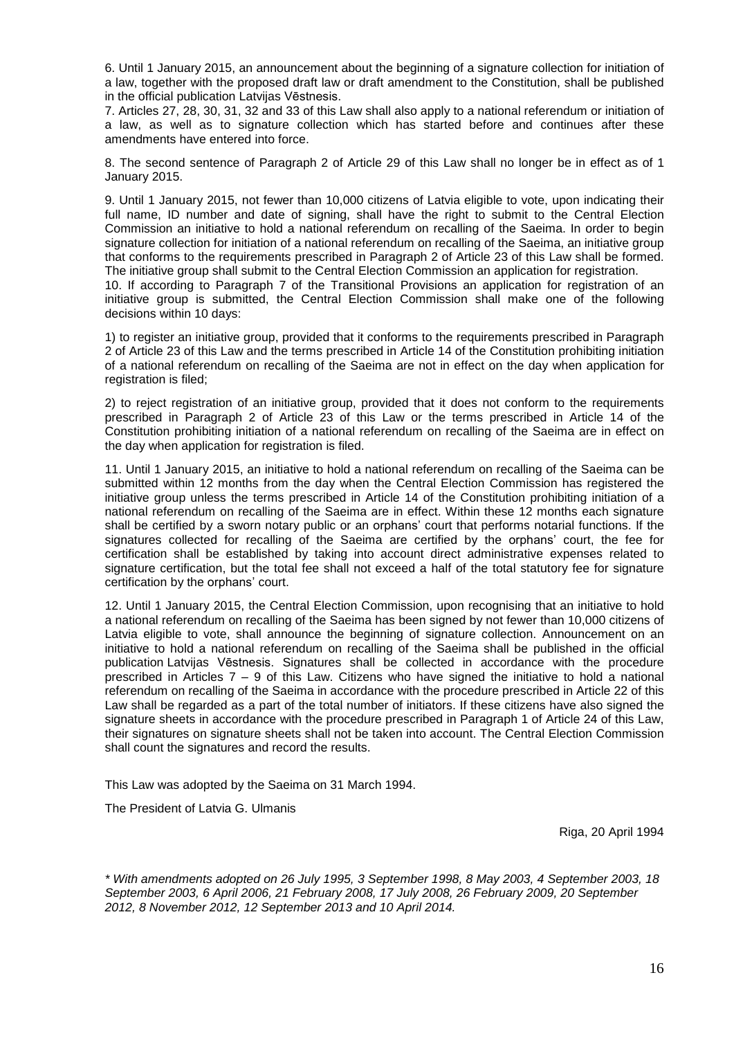6. Until 1 January 2015, an announcement about the beginning of a signature collection for initiation of a law, together with the proposed draft law or draft amendment to the Constitution, shall be published in the official publication Latvijas Vēstnesis.

7. Articles 27, 28, 30, 31, 32 and 33 of this Law shall also apply to a national referendum or initiation of a law, as well as to signature collection which has started before and continues after these amendments have entered into force.

8. The second sentence of Paragraph 2 of Article 29 of this Law shall no longer be in effect as of 1 January 2015.

9. Until 1 January 2015, not fewer than 10,000 citizens of Latvia eligible to vote, upon indicating their full name, ID number and date of signing, shall have the right to submit to the Central Election Commission an initiative to hold a national referendum on recalling of the Saeima. In order to begin signature collection for initiation of a national referendum on recalling of the Saeima, an initiative group that conforms to the requirements prescribed in Paragraph 2 of Article 23 of this Law shall be formed. The initiative group shall submit to the Central Election Commission an application for registration.

10. If according to Paragraph 7 of the Transitional Provisions an application for registration of an initiative group is submitted, the Central Election Commission shall make one of the following decisions within 10 days:

1) to register an initiative group, provided that it conforms to the requirements prescribed in Paragraph 2 of Article 23 of this Law and the terms prescribed in Article 14 of the Constitution prohibiting initiation of a national referendum on recalling of the Saeima are not in effect on the day when application for registration is filed;

2) to reject registration of an initiative group, provided that it does not conform to the requirements prescribed in Paragraph 2 of Article 23 of this Law or the terms prescribed in Article 14 of the Constitution prohibiting initiation of a national referendum on recalling of the Saeima are in effect on the day when application for registration is filed.

11. Until 1 January 2015, an initiative to hold a national referendum on recalling of the Saeima can be submitted within 12 months from the day when the Central Election Commission has registered the initiative group unless the terms prescribed in Article 14 of the Constitution prohibiting initiation of a national referendum on recalling of the Saeima are in effect. Within these 12 months each signature shall be certified by a sworn notary public or an orphans' court that performs notarial functions. If the signatures collected for recalling of the Saeima are certified by the orphans' court, the fee for certification shall be established by taking into account direct administrative expenses related to signature certification, but the total fee shall not exceed a half of the total statutory fee for signature certification by the orphans' court.

12. Until 1 January 2015, the Central Election Commission, upon recognising that an initiative to hold a national referendum on recalling of the Saeima has been signed by not fewer than 10,000 citizens of Latvia eligible to vote, shall announce the beginning of signature collection. Announcement on an initiative to hold a national referendum on recalling of the Saeima shall be published in the official publication Latvijas Vēstnesis. Signatures shall be collected in accordance with the procedure prescribed in Articles 7 – 9 of this Law. Citizens who have signed the initiative to hold a national referendum on recalling of the Saeima in accordance with the procedure prescribed in Article 22 of this Law shall be regarded as a part of the total number of initiators. If these citizens have also signed the signature sheets in accordance with the procedure prescribed in Paragraph 1 of Article 24 of this Law, their signatures on signature sheets shall not be taken into account. The Central Election Commission shall count the signatures and record the results.

This Law was adopted by the Saeima on 31 March 1994.

The President of Latvia G. Ulmanis

Riga, 20 April 1994

*\* With amendments adopted on 26 July 1995, 3 September 1998, 8 May 2003, 4 September 2003, 18 September 2003, 6 April 2006, 21 February 2008, 17 July 2008, 26 February 2009, 20 September 2012, 8 November 2012, 12 September 2013 and 10 April 2014.*